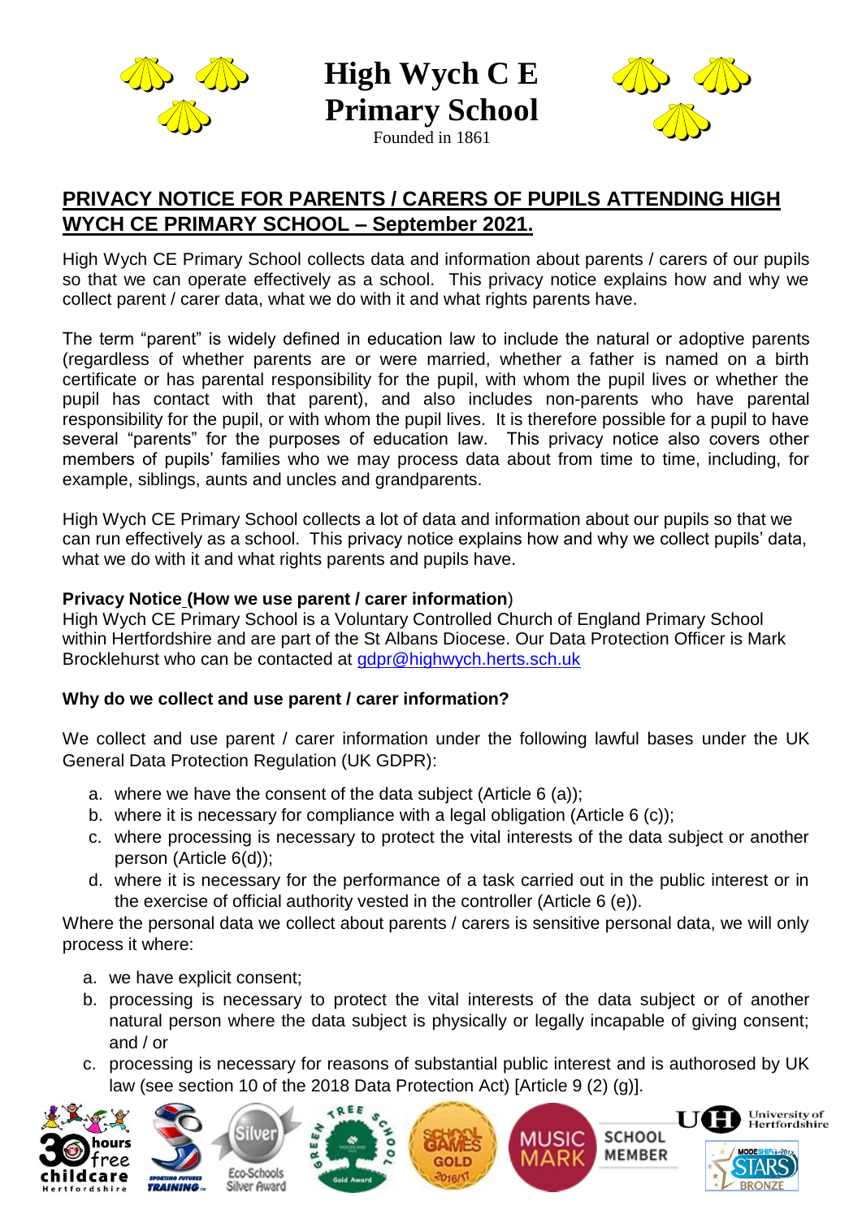# High Wych C E Primary School

Founded in 1861

## PRIVACY NOTICE FOR PARENTS / CARERS OF PUPILS ATTENDING HIGH WYCH CE PRIMARY SCHOOL – September 2021.

High Wych CE Primary School collects data and information about parents / carers of our pupils so that we can operate effectively as a school. This privacy notice explains how and why we collect parent / carer data, what we do with it and what rights parents have.

The term "parent" is widely defined in education law to include the natural or adoptive parents (regardless of whether parents are or were married, whether a father is named on a birth certificate or has parental responsibility for the pupil, with whom the pupil lives or whether the pupil has contact with that parent), and also includes non-parents who have parental responsibility for the pupil, or with whom the pupil lives. It is therefore possible for a pupil to have several "parents" for the purposes of education law. This privacy notice also covers other members of pupils' families who we may process data about from time to time, including, for example, siblings, aunts and uncles and grandparents.

High Wych CE Primary School collects a lot of data and information about our pupils so that we can run effectively as a school. This privacy notice explains how and why we collect pupils' data, what we do with it and what rights parents and pupils have.

**Privacy Notice (How we use parent / carer information)**

High Wych CE Primary School is a Voluntary Controlled Church of England Primary School within Hertfordshire and are part of the St Albans Diocese. Our Data Protection Officer is Mark Brocklehurst who can be contacted at gdpr@highwych.herts.sch.uk

**Why do we collect and use parent / carer information?**

We collect and use parent / carer information under the following lawful bases under the UK General Data Protection Regulation (UK GDPR):

a. where we have the consent of the data subject (Article 6 (a));
b. where it is necessary for compliance with a legal obligation (Article 6 (c));
c. where processing is necessary to protect the vital interests of the data subject or another person (Article 6(d));
d. where it is necessary for the performance of a task carried out in the public interest or in the exercise of official authority vested in the controller (Article 6 (e)).

Where the personal data we collect about parents / carers is sensitive personal data, we will only process it where:

a. we have explicit consent;
b. processing is necessary to protect the vital interests of the data subject or of another natural person where the data subject is physically or legally incapable of giving consent; and / or
c. processing is necessary for reasons of substantial public interest and is authorosed by UK law (see section 10 of the 2018 Data Protection Act) [Article 9 (2) (g)].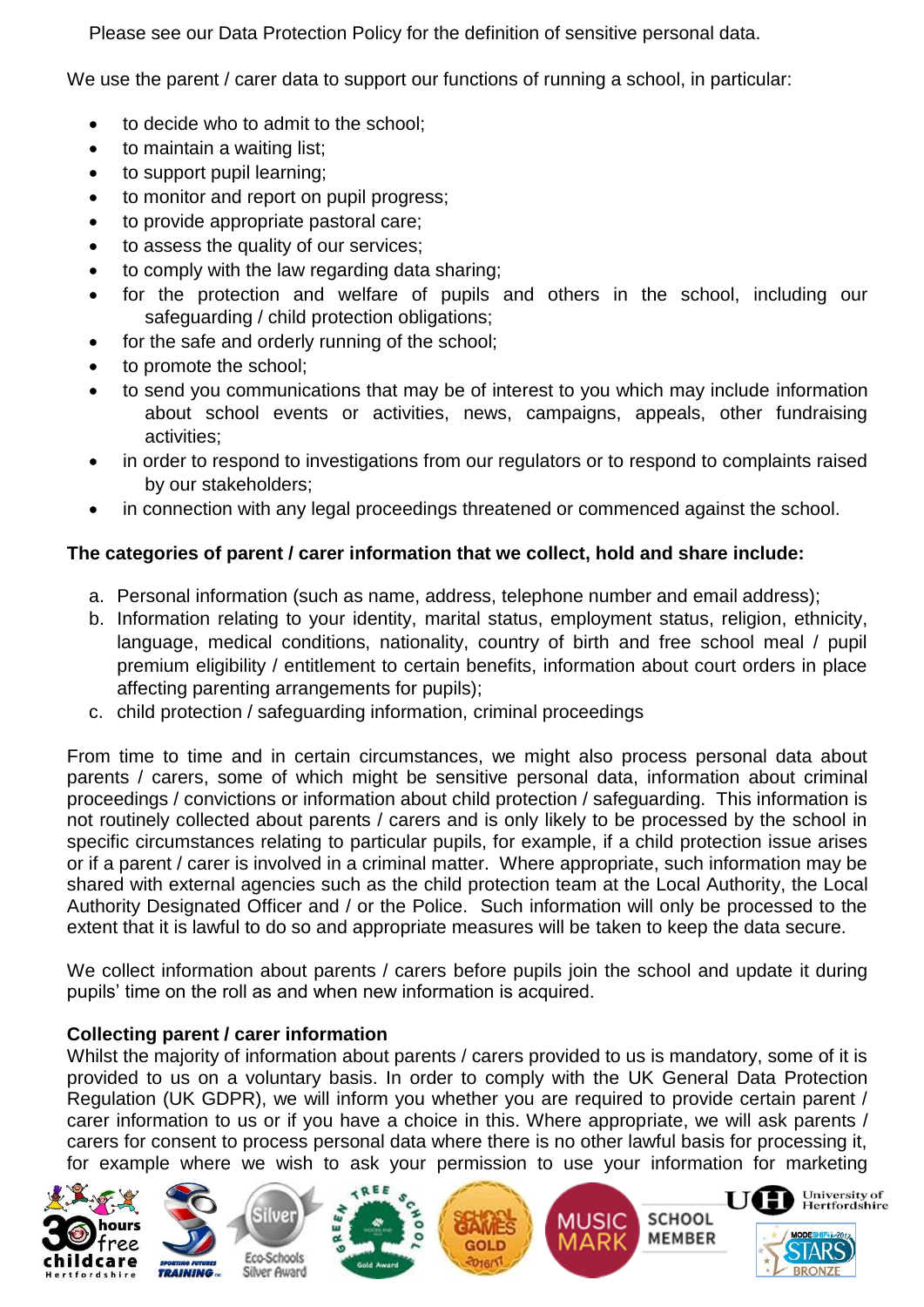Please see our Data Protection Policy for the definition of sensitive personal data.

We use the parent / carer data to support our functions of running a school, in particular:

- to decide who to admit to the school;
- to maintain a waiting list;
- to support pupil learning;
- to monitor and report on pupil progress;
- to provide appropriate pastoral care;
- to assess the quality of our services;
- to comply with the law regarding data sharing;
- for the protection and welfare of pupils and others in the school, including our safeguarding / child protection obligations;
- for the safe and orderly running of the school;
- to promote the school;
- to send you communications that may be of interest to you which may include information about school events or activities, news, campaigns, appeals, other fundraising activities;
- in order to respond to investigations from our regulators or to respond to complaints raised by our stakeholders;
- in connection with any legal proceedings threatened or commenced against the school.

**The categories of parent / carer information that we collect, hold and share include:**

a. Personal information (such as name, address, telephone number and email address);
b. Information relating to your identity, marital status, employment status, religion, ethnicity, language, medical conditions, nationality, country of birth and free school meal / pupil premium eligibility / entitlement to certain benefits, information about court orders in place affecting parenting arrangements for pupils);
c. child protection / safeguarding information, criminal proceedings

From time to time and in certain circumstances, we might also process personal data about parents / carers, some of which might be sensitive personal data, information about criminal proceedings / convictions or information about child protection / safeguarding. This information is not routinely collected about parents / carers and is only likely to be processed by the school in specific circumstances relating to particular pupils, for example, if a child protection issue arises or if a parent / carer is involved in a criminal matter. Where appropriate, such information may be shared with external agencies such as the child protection team at the Local Authority, the Local Authority Designated Officer and / or the Police. Such information will only be processed to the extent that it is lawful to do so and appropriate measures will be taken to keep the data secure.

We collect information about parents / carers before pupils join the school and update it during pupils' time on the roll as and when new information is acquired.

**Collecting parent / carer information**

Whilst the majority of information about parents / carers provided to us is mandatory, some of it is provided to us on a voluntary basis. In order to comply with the UK General Data Protection Regulation (UK GDPR), we will inform you whether you are required to provide certain parent / carer information to us or if you have a choice in this. Where appropriate, we will ask parents / carers for consent to process personal data where there is no other lawful basis for processing it, for example where we wish to ask your permission to use your information for marketing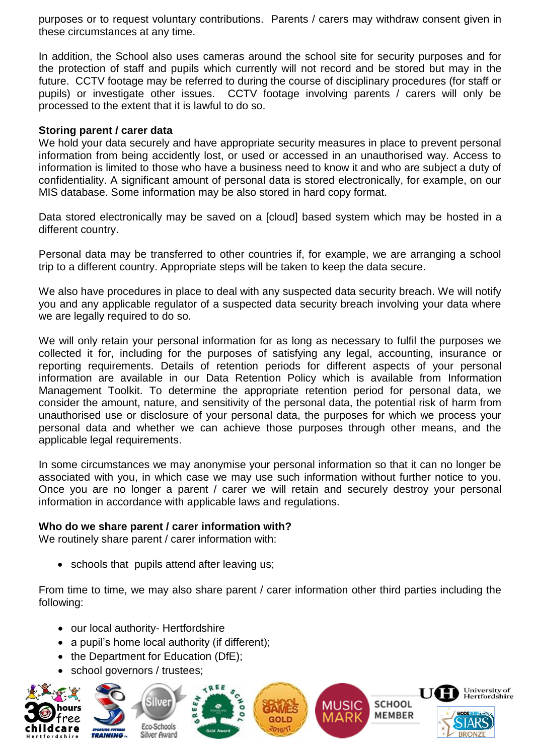purposes or to request voluntary contributions. Parents / carers may withdraw consent given in these circumstances at any time.

In addition, the School also uses cameras around the school site for security purposes and for the protection of staff and pupils which currently will not record and be stored but may in the future. CCTV footage may be referred to during the course of disciplinary procedures (for staff or pupils) or investigate other issues. CCTV footage involving parents / carers will only be processed to the extent that it is lawful to do so.

**Storing parent / carer data**

We hold your data securely and have appropriate security measures in place to prevent personal information from being accidently lost, or used or accessed in an unauthorised way. Access to information is limited to those who have a business need to know it and who are subject a duty of confidentiality. A significant amount of personal data is stored electronically, for example, on our MIS database. Some information may be also stored in hard copy format.

Data stored electronically may be saved on a [cloud] based system which may be hosted in a different country.

Personal data may be transferred to other countries if, for example, we are arranging a school trip to a different country. Appropriate steps will be taken to keep the data secure.

We also have procedures in place to deal with any suspected data security breach. We will notify you and any applicable regulator of a suspected data security breach involving your data where we are legally required to do so.

We will only retain your personal information for as long as necessary to fulfil the purposes we collected it for, including for the purposes of satisfying any legal, accounting, insurance or reporting requirements. Details of retention periods for different aspects of your personal information are available in our Data Retention Policy which is available from Information Management Toolkit. To determine the appropriate retention period for personal data, we consider the amount, nature, and sensitivity of the personal data, the potential risk of harm from unauthorised use or disclosure of your personal data, the purposes for which we process your personal data and whether we can achieve those purposes through other means, and the applicable legal requirements.

In some circumstances we may anonymise your personal information so that it can no longer be associated with you, in which case we may use such information without further notice to you. Once you are no longer a parent / carer we will retain and securely destroy your personal information in accordance with applicable laws and regulations.

**Who do we share parent / carer information with?**

We routinely share parent / carer information with:

- schools that pupils attend after leaving us;

From time to time, we may also share parent / carer information other third parties including the following:

- our local authority- Hertfordshire
- a pupil's home local authority (if different);
- the Department for Education (DfE);
- school governors / trustees;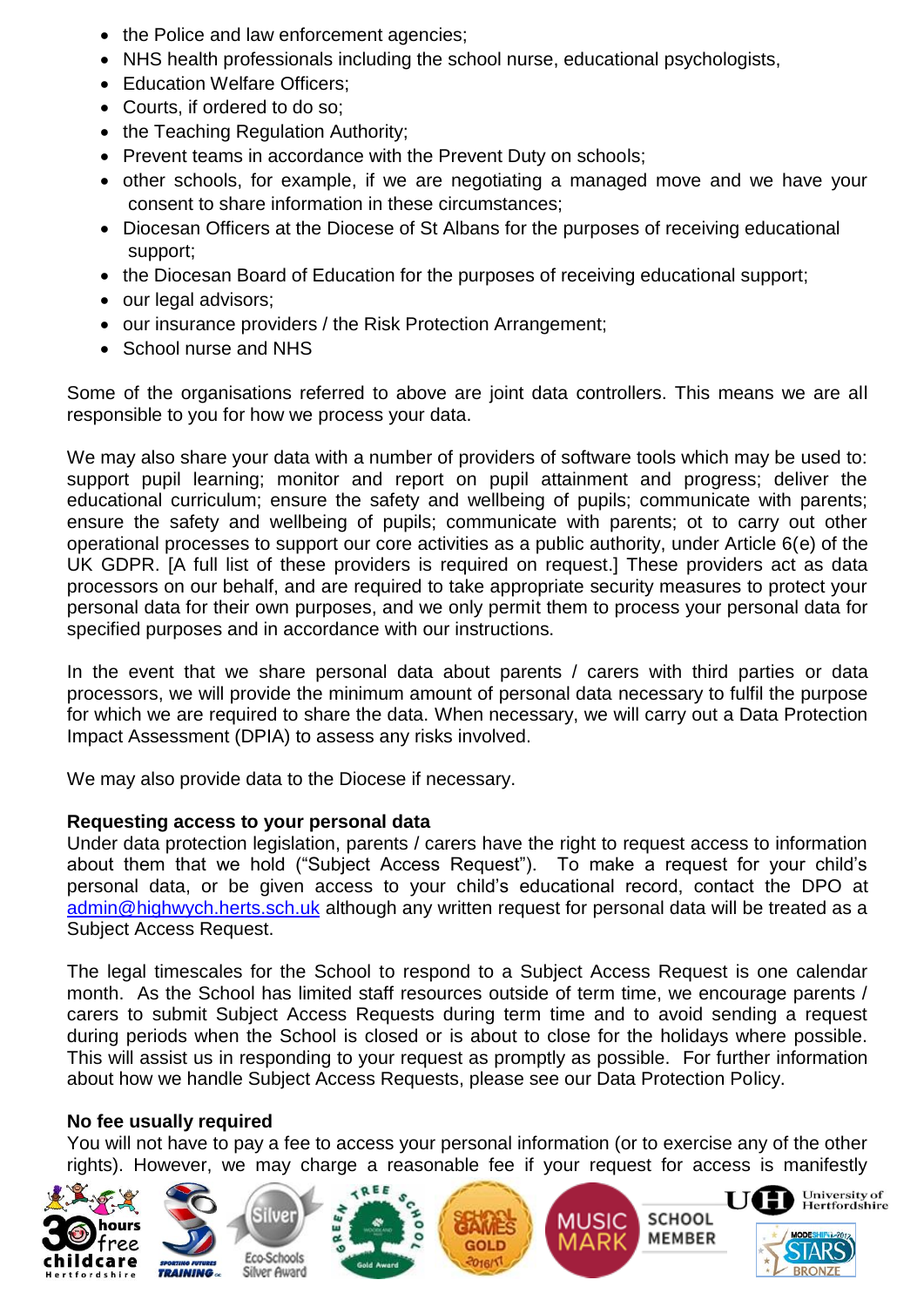- the Police and law enforcement agencies;
- NHS health professionals including the school nurse, educational psychologists,
- Education Welfare Officers;
- Courts, if ordered to do so;
- the Teaching Regulation Authority;
- Prevent teams in accordance with the Prevent Duty on schools;
- other schools, for example, if we are negotiating a managed move and we have your consent to share information in these circumstances;
- Diocesan Officers at the Diocese of St Albans for the purposes of receiving educational support;
- the Diocesan Board of Education for the purposes of receiving educational support;
- our legal advisors;
- our insurance providers / the Risk Protection Arrangement;
- School nurse and NHS

Some of the organisations referred to above are joint data controllers. This means we are all responsible to you for how we process your data.

We may also share your data with a number of providers of software tools which may be used to: support pupil learning; monitor and report on pupil attainment and progress; deliver the educational curriculum; ensure the safety and wellbeing of pupils; communicate with parents; ensure the safety and wellbeing of pupils; communicate with parents; ot to carry out other operational processes to support our core activities as a public authority, under Article 6(e) of the UK GDPR. [A full list of these providers is required on request.] These providers act as data processors on our behalf, and are required to take appropriate security measures to protect your personal data for their own purposes, and we only permit them to process your personal data for specified purposes and in accordance with our instructions.

In the event that we share personal data about parents / carers with third parties or data processors, we will provide the minimum amount of personal data necessary to fulfil the purpose for which we are required to share the data. When necessary, we will carry out a Data Protection Impact Assessment (DPIA) to assess any risks involved.

We may also provide data to the Diocese if necessary.

**Requesting access to your personal data**

Under data protection legislation, parents / carers have the right to request access to information about them that we hold ("Subject Access Request"). To make a request for your child's personal data, or be given access to your child's educational record, contact the DPO at admin@highwych.herts.sch.uk although any written request for personal data will be treated as a Subject Access Request.

The legal timescales for the School to respond to a Subject Access Request is one calendar month. As the School has limited staff resources outside of term time, we encourage parents / carers to submit Subject Access Requests during term time and to avoid sending a request during periods when the School is closed or is about to close for the holidays where possible. This will assist us in responding to your request as promptly as possible. For further information about how we handle Subject Access Requests, please see our Data Protection Policy.

**No fee usually required**

You will not have to pay a fee to access your personal information (or to exercise any of the other rights). However, we may charge a reasonable fee if your request for access is manifestly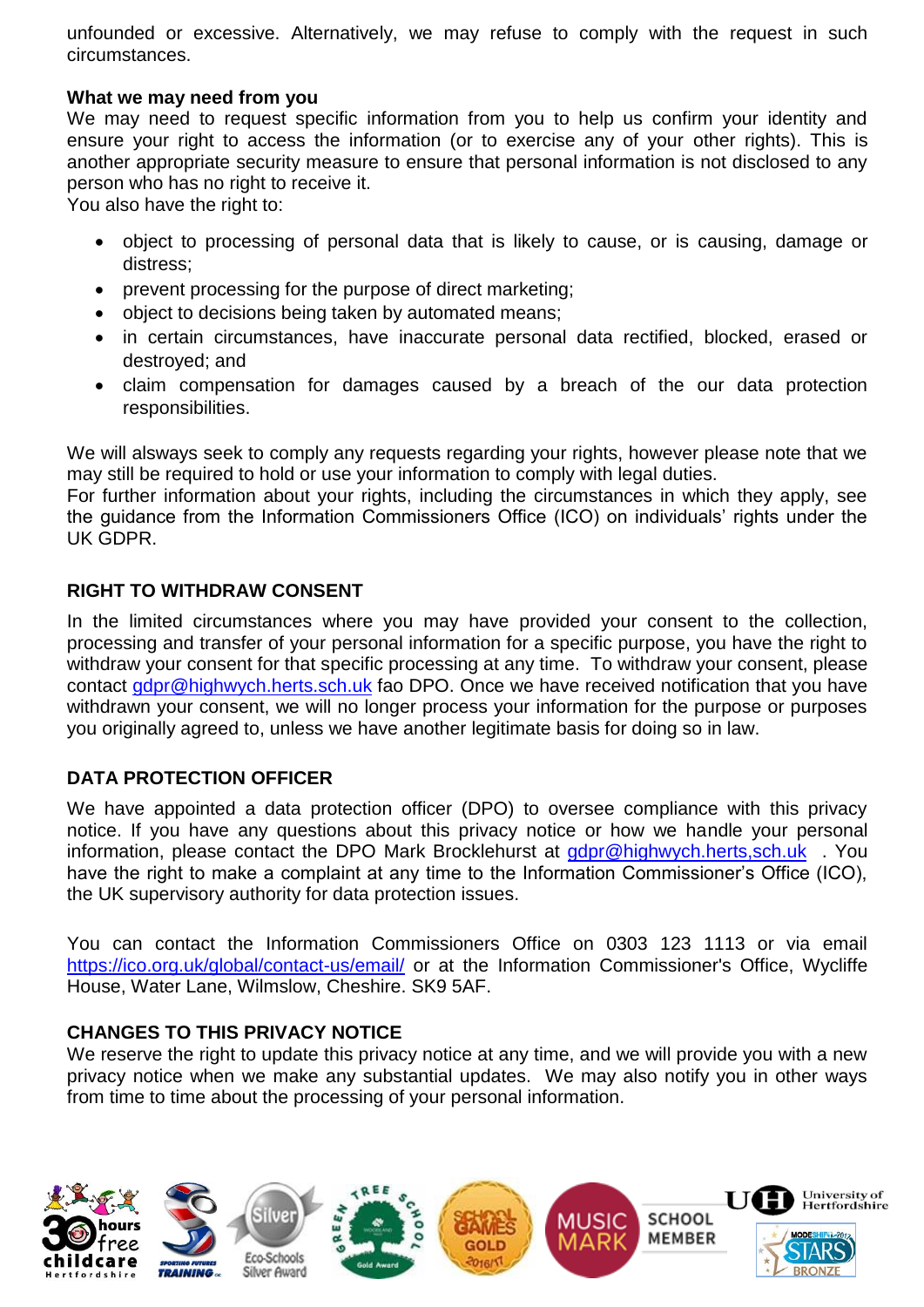unfounded or excessive. Alternatively, we may refuse to comply with the request in such circumstances.

**What we may need from you**

We may need to request specific information from you to help us confirm your identity and ensure your right to access the information (or to exercise any of your other rights). This is another appropriate security measure to ensure that personal information is not disclosed to any person who has no right to receive it.

You also have the right to:

- object to processing of personal data that is likely to cause, or is causing, damage or distress;
- prevent processing for the purpose of direct marketing;
- object to decisions being taken by automated means;
- in certain circumstances, have inaccurate personal data rectified, blocked, erased or destroyed; and
- claim compensation for damages caused by a breach of the our data protection responsibilities.

We will alsways seek to comply any requests regarding your rights, however please note that we may still be required to hold or use your information to comply with legal duties.

For further information about your rights, including the circumstances in which they apply, see the guidance from the Information Commissioners Office (ICO) on individuals' rights under the UK GDPR.

## RIGHT TO WITHDRAW CONSENT

In the limited circumstances where you may have provided your consent to the collection, processing and transfer of your personal information for a specific purpose, you have the right to withdraw your consent for that specific processing at any time. To withdraw your consent, please contact gdpr@highwych.herts.sch.uk fao DPO. Once we have received notification that you have withdrawn your consent, we will no longer process your information for the purpose or purposes you originally agreed to, unless we have another legitimate basis for doing so in law.

## DATA PROTECTION OFFICER

We have appointed a data protection officer (DPO) to oversee compliance with this privacy notice. If you have any questions about this privacy notice or how we handle your personal information, please contact the DPO Mark Brocklehurst at gdpr@highwych.herts,sch.uk . You have the right to make a complaint at any time to the Information Commissioner's Office (ICO), the UK supervisory authority for data protection issues.

You can contact the Information Commissioners Office on 0303 123 1113 or via email https://ico.org.uk/global/contact-us/email/ or at the Information Commissioner's Office, Wycliffe House, Water Lane, Wilmslow, Cheshire. SK9 5AF.

## CHANGES TO THIS PRIVACY NOTICE

We reserve the right to update this privacy notice at any time, and we will provide you with a new privacy notice when we make any substantial updates. We may also notify you in other ways from time to time about the processing of your personal information.